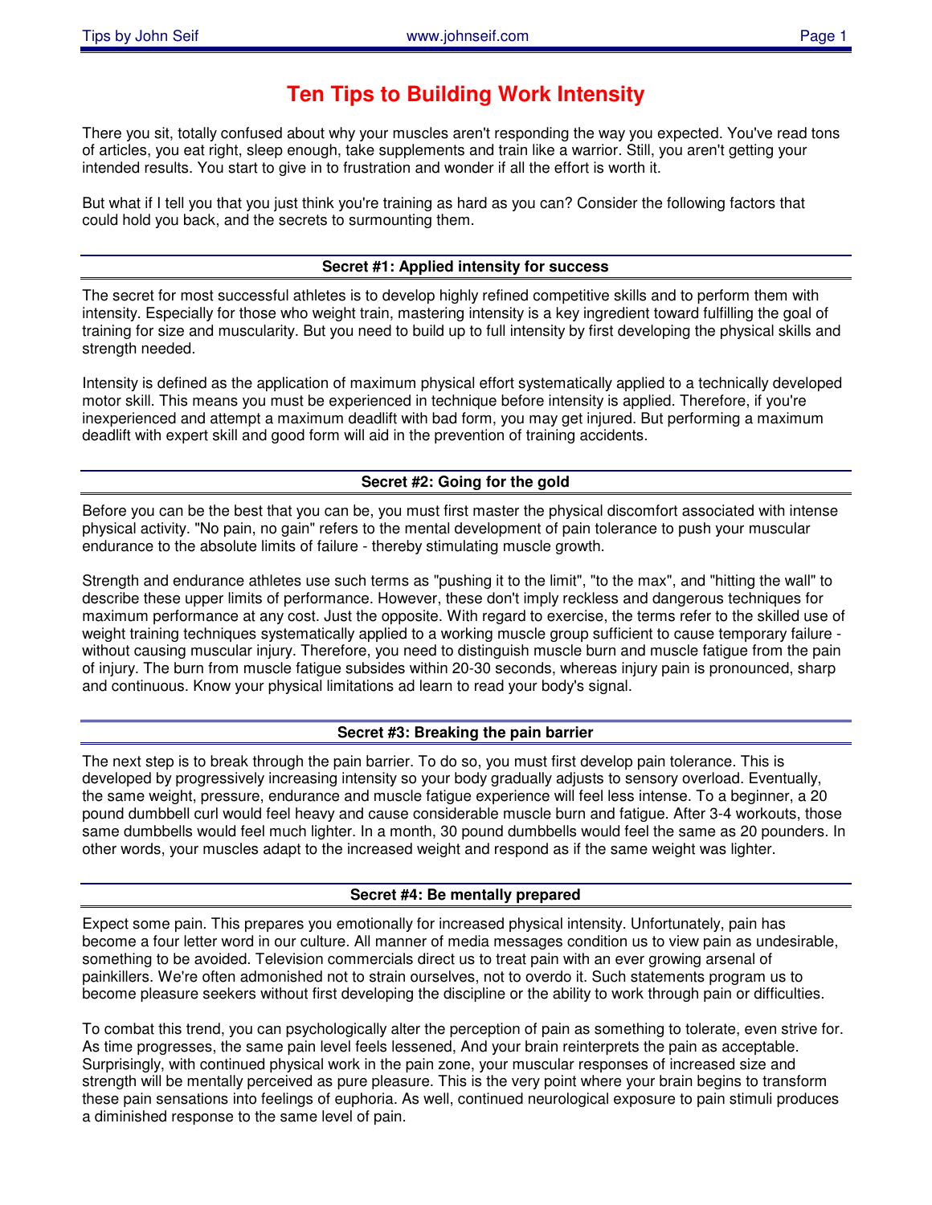# Ten Tips to Building Work Intensity

There you sit, totally confused about why your muscles aren't responding the way you expected. You've read tons of articles, you eat right, sleep enough, take supplements and train like a warrior. Still, you aren't getting your intended results. You start to give in to frustration and wonder if all the effort is worth it.

But what if I tell you that you just think you're training as hard as you can? Consider the following factors that could hold you back, and the secrets to surmounting them.

## Secret #1: Applied intensity for success

The secret for most successful athletes is to develop highly refined competitive skills and to perform them with intensity. Especially for those who weight train, mastering intensity is a key ingredient toward fulfilling the goal of training for size and muscularity. But you need to build up to full intensity by first developing the physical skills and strength needed.

Intensity is defined as the application of maximum physical effort systematically applied to a technically developed motor skill. This means you must be experienced in technique before intensity is applied. Therefore, if you're inexperienced and attempt a maximum deadlift with bad form, you may get injured. But performing a maximum deadlift with expert skill and good form will aid in the prevention of training accidents.

## Secret #2: Going for the gold

Before you can be the best that you can be, you must first master the physical discomfort associated with intense physical activity. "No pain, no gain" refers to the mental development of pain tolerance to push your muscular endurance to the absolute limits of failure - thereby stimulating muscle growth.

Strength and endurance athletes use such terms as "pushing it to the limit", "to the max", and "hitting the wall" to describe these upper limits of performance. However, these don't imply reckless and dangerous techniques for maximum performance at any cost. Just the opposite. With regard to exercise, the terms refer to the skilled use of weight training techniques systematically applied to a working muscle group sufficient to cause temporary failure - without causing muscular injury. Therefore, you need to distinguish muscle burn and muscle fatigue from the pain of injury. The burn from muscle fatigue subsides within 20-30 seconds, whereas injury pain is pronounced, sharp and continuous. Know your physical limitations ad learn to read your body's signal.

## Secret #3: Breaking the pain barrier

The next step is to break through the pain barrier. To do so, you must first develop pain tolerance. This is developed by progressively increasing intensity so your body gradually adjusts to sensory overload. Eventually, the same weight, pressure, endurance and muscle fatigue experience will feel less intense. To a beginner, a 20 pound dumbbell curl would feel heavy and cause considerable muscle burn and fatigue. After 3-4 workouts, those same dumbbells would feel much lighter. In a month, 30 pound dumbbells would feel the same as 20 pounders. In other words, your muscles adapt to the increased weight and respond as if the same weight was lighter.

## Secret #4: Be mentally prepared

Expect some pain. This prepares you emotionally for increased physical intensity. Unfortunately, pain has become a four letter word in our culture. All manner of media messages condition us to view pain as undesirable, something to be avoided. Television commercials direct us to treat pain with an ever growing arsenal of painkillers. We're often admonished not to strain ourselves, not to overdo it. Such statements program us to become pleasure seekers without first developing the discipline or the ability to work through pain or difficulties.

To combat this trend, you can psychologically alter the perception of pain as something to tolerate, even strive for. As time progresses, the same pain level feels lessened, And your brain reinterprets the pain as acceptable. Surprisingly, with continued physical work in the pain zone, your muscular responses of increased size and strength will be mentally perceived as pure pleasure. This is the very point where your brain begins to transform these pain sensations into feelings of euphoria. As well, continued neurological exposure to pain stimuli produces a diminished response to the same level of pain.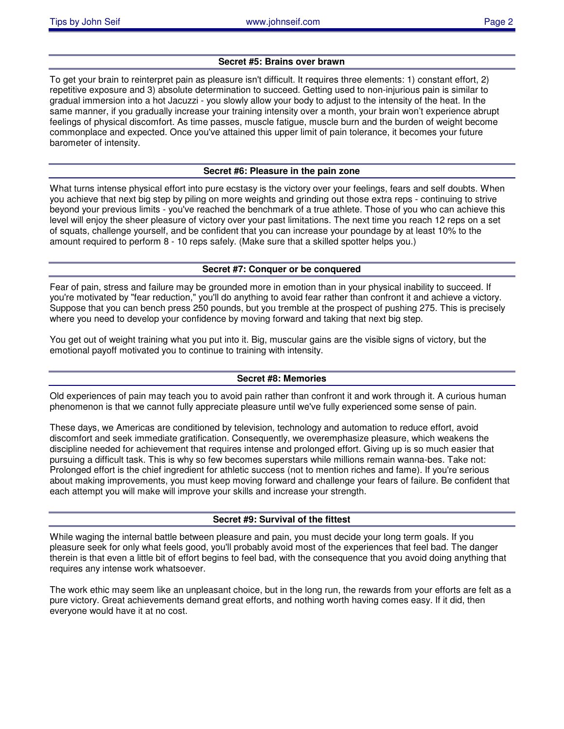## Secret #5: Brains over brawn

To get your brain to reinterpret pain as pleasure isn't difficult. It requires three elements: 1) constant effort, 2) repetitive exposure and 3) absolute determination to succeed. Getting used to non-injurious pain is similar to gradual immersion into a hot Jacuzzi - you slowly allow your body to adjust to the intensity of the heat. In the same manner, if you gradually increase your training intensity over a month, your brain won't experience abrupt feelings of physical discomfort. As time passes, muscle fatigue, muscle burn and the burden of weight become commonplace and expected. Once you've attained this upper limit of pain tolerance, it becomes your future barometer of intensity.

## Secret #6: Pleasure in the pain zone

What turns intense physical effort into pure ecstasy is the victory over your feelings, fears and self doubts. When you achieve that next big step by piling on more weights and grinding out those extra reps - continuing to strive beyond your previous limits - you've reached the benchmark of a true athlete. Those of you who can achieve this level will enjoy the sheer pleasure of victory over your past limitations. The next time you reach 12 reps on a set of squats, challenge yourself, and be confident that you can increase your poundage by at least 10% to the amount required to perform 8 - 10 reps safely. (Make sure that a skilled spotter helps you.)

## Secret #7: Conquer or be conquered

Fear of pain, stress and failure may be grounded more in emotion than in your physical inability to succeed. If you're motivated by "fear reduction," you'll do anything to avoid fear rather than confront it and achieve a victory. Suppose that you can bench press 250 pounds, but you tremble at the prospect of pushing 275. This is precisely where you need to develop your confidence by moving forward and taking that next big step.

You get out of weight training what you put into it. Big, muscular gains are the visible signs of victory, but the emotional payoff motivated you to continue to training with intensity.

## Secret #8: Memories

Old experiences of pain may teach you to avoid pain rather than confront it and work through it. A curious human phenomenon is that we cannot fully appreciate pleasure until we've fully experienced some sense of pain.

These days, we Americas are conditioned by television, technology and automation to reduce effort, avoid discomfort and seek immediate gratification. Consequently, we overemphasize pleasure, which weakens the discipline needed for achievement that requires intense and prolonged effort. Giving up is so much easier that pursuing a difficult task. This is why so few becomes superstars while millions remain wanna-bes. Take not: Prolonged effort is the chief ingredient for athletic success (not to mention riches and fame). If you're serious about making improvements, you must keep moving forward and challenge your fears of failure. Be confident that each attempt you will make will improve your skills and increase your strength.

## Secret #9: Survival of the fittest

While waging the internal battle between pleasure and pain, you must decide your long term goals. If you pleasure seek for only what feels good, you'll probably avoid most of the experiences that feel bad. The danger therein is that even a little bit of effort begins to feel bad, with the consequence that you avoid doing anything that requires any intense work whatsoever.

The work ethic may seem like an unpleasant choice, but in the long run, the rewards from your efforts are felt as a pure victory. Great achievements demand great efforts, and nothing worth having comes easy. If it did, then everyone would have it at no cost.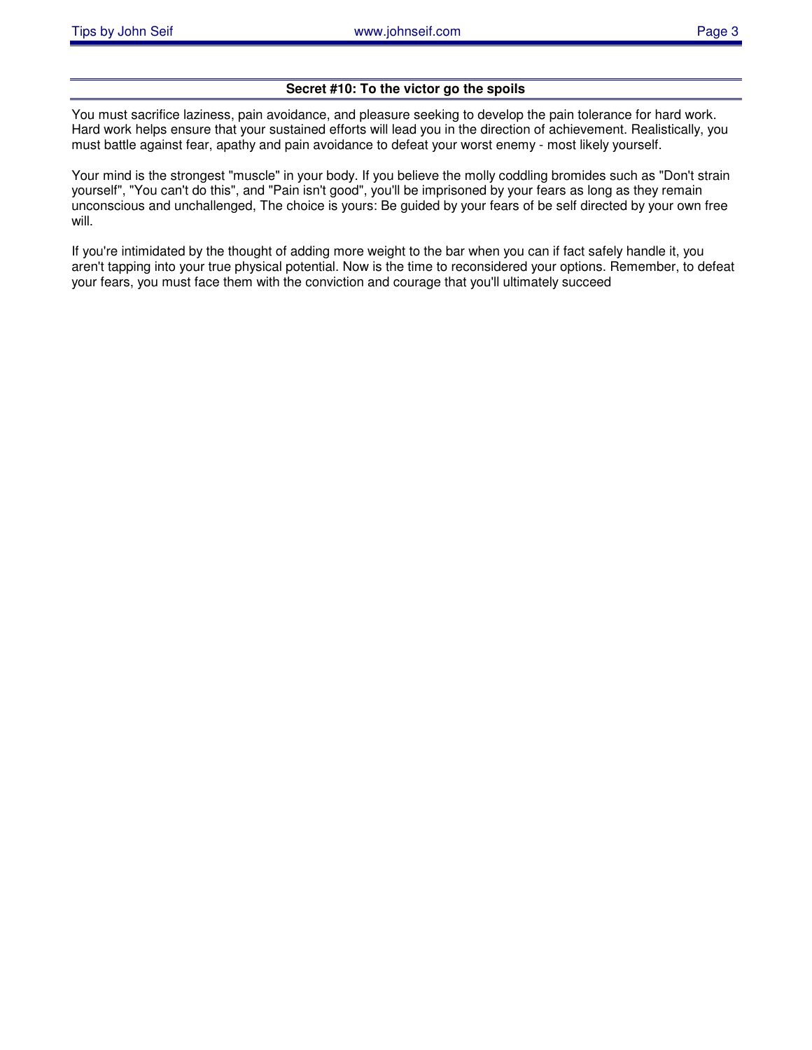## Secret #10: To the victor go the spoils

You must sacrifice laziness, pain avoidance, and pleasure seeking to develop the pain tolerance for hard work. Hard work helps ensure that your sustained efforts will lead you in the direction of achievement. Realistically, you must battle against fear, apathy and pain avoidance to defeat your worst enemy - most likely yourself.

Your mind is the strongest "muscle" in your body. If you believe the molly coddling bromides such as "Don't strain yourself", "You can't do this", and "Pain isn't good", you'll be imprisoned by your fears as long as they remain unconscious and unchallenged, The choice is yours: Be guided by your fears of be self directed by your own free will.

If you're intimidated by the thought of adding more weight to the bar when you can if fact safely handle it, you aren't tapping into your true physical potential. Now is the time to reconsidered your options. Remember, to defeat your fears, you must face them with the conviction and courage that you'll ultimately succeed